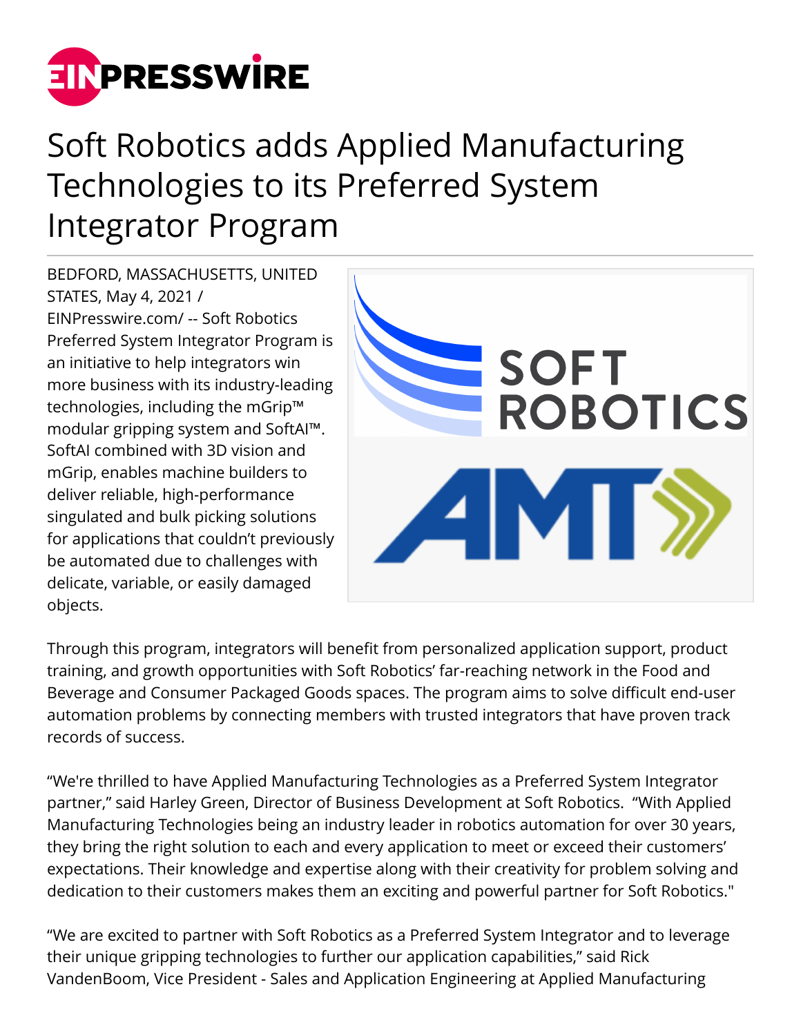# Soft Robotics adds Applied Manufacturing Technologies to its Preferred System Integrator Program

BEDFORD, MASSACHUSETTS, UNITED STATES, May 4, 2021 / EINPresswire.com/ -- Soft Robotics Preferred System Integrator Program is an initiative to help integrators win more business with its industry-leading technologies, including the mGrip™ modular gripping system and SoftAI™. SoftAI combined with 3D vision and mGrip, enables machine builders to deliver reliable, high-performance singulated and bulk picking solutions for applications that couldn't previously be automated due to challenges with delicate, variable, or easily damaged objects.

Through this program, integrators will benefit from personalized application support, product training, and growth opportunities with Soft Robotics' far-reaching network in the Food and Beverage and Consumer Packaged Goods spaces. The program aims to solve difficult end-user automation problems by connecting members with trusted integrators that have proven track records of success.

"We're thrilled to have Applied Manufacturing Technologies as a Preferred System Integrator partner," said Harley Green, Director of Business Development at Soft Robotics. "With Applied Manufacturing Technologies being an industry leader in robotics automation for over 30 years, they bring the right solution to each and every application to meet or exceed their customers' expectations. Their knowledge and expertise along with their creativity for problem solving and dedication to their customers makes them an exciting and powerful partner for Soft Robotics."

"We are excited to partner with Soft Robotics as a Preferred System Integrator and to leverage their unique gripping technologies to further our application capabilities," said Rick VandenBoom, Vice President - Sales and Application Engineering at Applied Manufacturing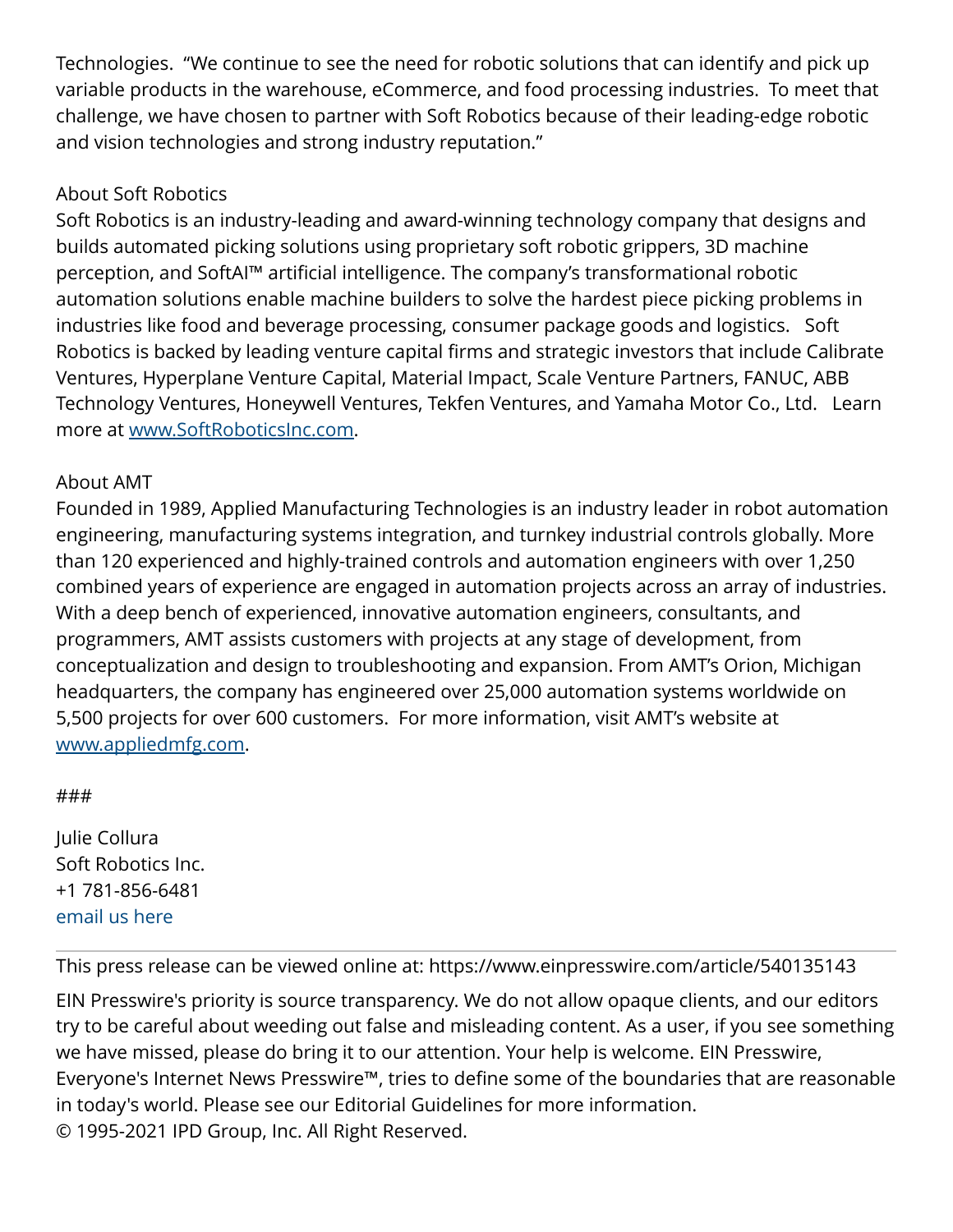Technologies. “We continue to see the need for robotic solutions that can identify and pick up variable products in the warehouse, eCommerce, and food processing industries. To meet that challenge, we have chosen to partner with Soft Robotics because of their leading-edge robotic and vision technologies and strong industry reputation.”

About Soft Robotics
Soft Robotics is an industry-leading and award-winning technology company that designs and builds automated picking solutions using proprietary soft robotic grippers, 3D machine perception, and SoftAI™ artificial intelligence. The company’s transformational robotic automation solutions enable machine builders to solve the hardest piece picking problems in industries like food and beverage processing, consumer package goods and logistics. Soft Robotics is backed by leading venture capital firms and strategic investors that include Calibrate Ventures, Hyperplane Venture Capital, Material Impact, Scale Venture Partners, FANUC, ABB Technology Ventures, Honeywell Ventures, Tekfen Ventures, and Yamaha Motor Co., Ltd. Learn more at [www.SoftRoboticsInc.com](http://www.SoftRoboticsInc.com).

About AMT
Founded in 1989, Applied Manufacturing Technologies is an industry leader in robot automation engineering, manufacturing systems integration, and turnkey industrial controls globally. More than 120 experienced and highly-trained controls and automation engineers with over 1,250 combined years of experience are engaged in automation projects across an array of industries. With a deep bench of experienced, innovative automation engineers, consultants, and programmers, AMT assists customers with projects at any stage of development, from conceptualization and design to troubleshooting and expansion. From AMT’s Orion, Michigan headquarters, the company has engineered over 25,000 automation systems worldwide on 5,500 projects for over 600 customers. For more information, visit AMT’s website at [www.appliedmfg.com](http://www.appliedmfg.com).

###

Julie Collura
Soft Robotics Inc.
+1 781-856-6481
email us here

---

This press release can be viewed online at: https://www.einpresswire.com/article/540135143

EIN Presswire's priority is source transparency. We do not allow opaque clients, and our editors try to be careful about weeding out false and misleading content. As a user, if you see something we have missed, please do bring it to our attention. Your help is welcome. EIN Presswire, Everyone's Internet News Presswire™, tries to define some of the boundaries that are reasonable in today's world. Please see our Editorial Guidelines for more information.
© 1995-2021 IPD Group, Inc. All Right Reserved.